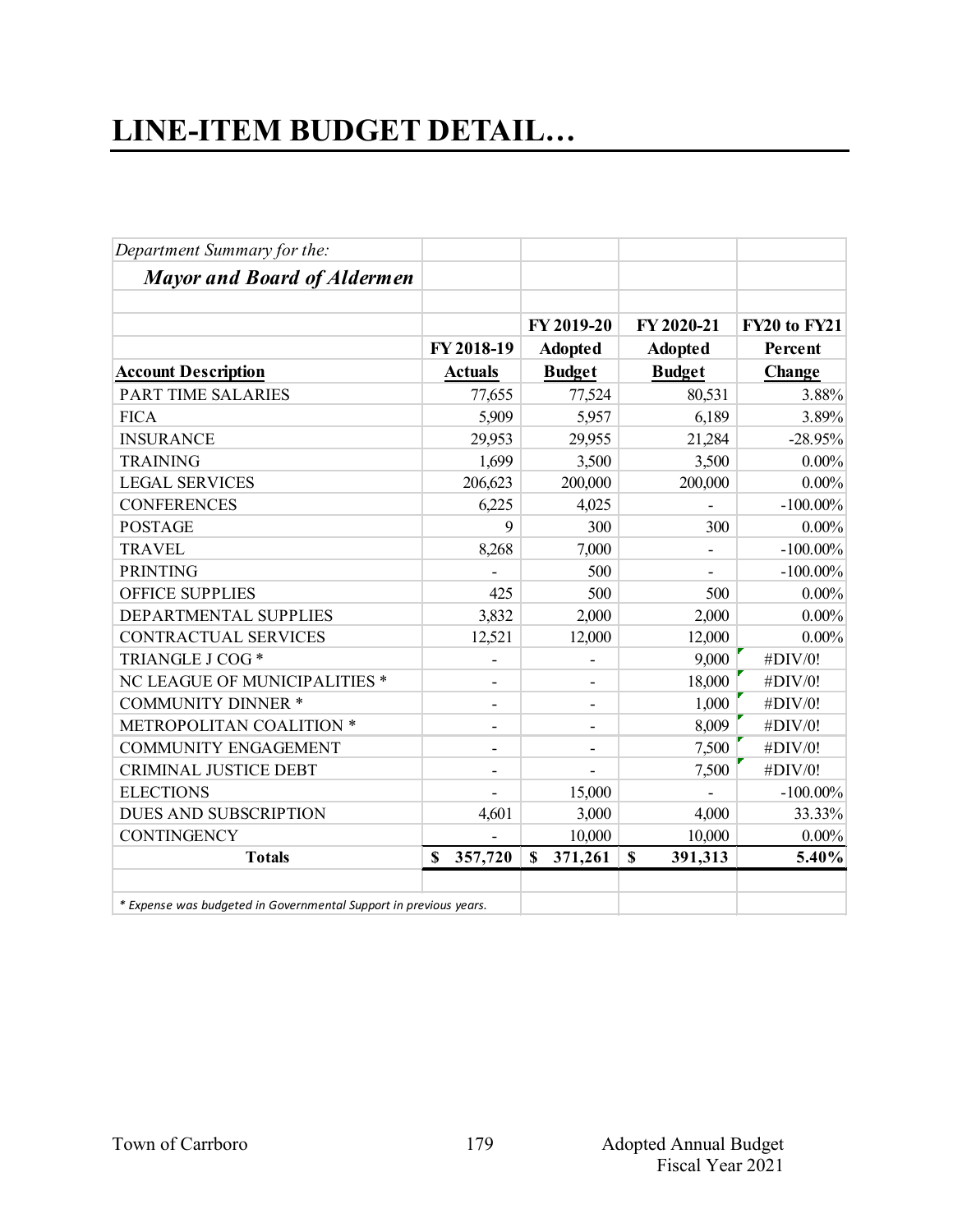# LINE-ITEM BUDGET DETAIL…

*Department Summary for the:*

***Mayor and Board of Aldermen***

| Account Description | FY 2018-19 Actuals | FY 2019-20 Adopted Budget | FY 2020-21 Adopted Budget | FY20 to FY21 Percent Change |
|---|---|---|---|---|
| PART TIME SALARIES | 77,655 | 77,524 | 80,531 | 3.88% |
| FICA | 5,909 | 5,957 | 6,189 | 3.89% |
| INSURANCE | 29,953 | 29,955 | 21,284 | -28.95% |
| TRAINING | 1,699 | 3,500 | 3,500 | 0.00% |
| LEGAL SERVICES | 206,623 | 200,000 | 200,000 | 0.00% |
| CONFERENCES | 6,225 | 4,025 | - | -100.00% |
| POSTAGE | 9 | 300 | 300 | 0.00% |
| TRAVEL | 8,268 | 7,000 | - | -100.00% |
| PRINTING | - | 500 | - | -100.00% |
| OFFICE SUPPLIES | 425 | 500 | 500 | 0.00% |
| DEPARTMENTAL SUPPLIES | 3,832 | 2,000 | 2,000 | 0.00% |
| CONTRACTUAL SERVICES | 12,521 | 12,000 | 12,000 | 0.00% |
| TRIANGLE J COG * | - | - | 9,000 | #DIV/0! |
| NC LEAGUE OF MUNICIPALITIES * | - | - | 18,000 | #DIV/0! |
| COMMUNITY DINNER * | - | - | 1,000 | #DIV/0! |
| METROPOLITAN COALITION * | - | - | 8,009 | #DIV/0! |
| COMMUNITY ENGAGEMENT | - | - | 7,500 | #DIV/0! |
| CRIMINAL JUSTICE DEBT | - | - | 7,500 | #DIV/0! |
| ELECTIONS | - | 15,000 | - | -100.00% |
| DUES AND SUBSCRIPTION | 4,601 | 3,000 | 4,000 | 33.33% |
| CONTINGENCY | - | 10,000 | 10,000 | 0.00% |
| **Totals** | **$ 357,720** | **$ 371,261** | **$ 391,313** | **5.40%** |

*\* Expense was budgeted in Governmental Support in previous years.*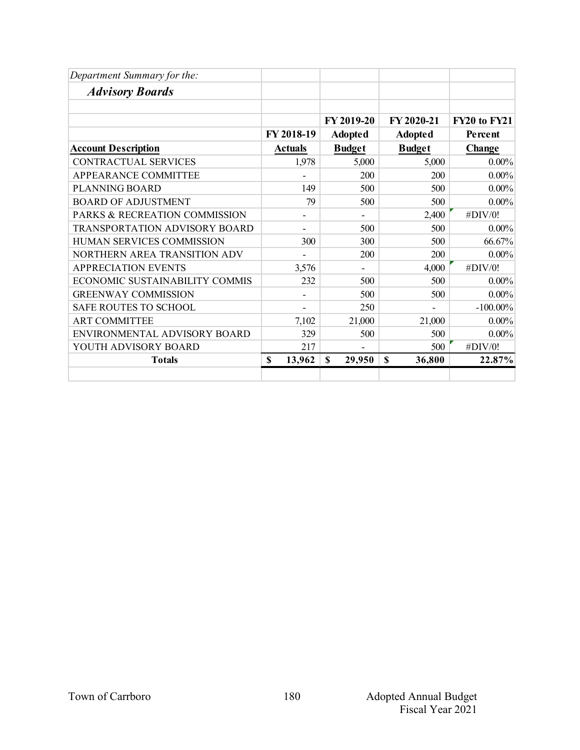*Department Summary for the:*

## ***Advisory Boards***

| Account Description | FY 2018-19 Actuals | FY 2019-20 Adopted Budget | FY 2020-21 Adopted Budget | FY20 to FY21 Percent Change |
|---|---|---|---|---|
| CONTRACTUAL SERVICES | 1,978 | 5,000 | 5,000 | 0.00% |
| APPEARANCE COMMITTEE | - | 200 | 200 | 0.00% |
| PLANNING BOARD | 149 | 500 | 500 | 0.00% |
| BOARD OF ADJUSTMENT | 79 | 500 | 500 | 0.00% |
| PARKS & RECREATION COMMISSION | - | - | 2,400 | #DIV/0! |
| TRANSPORTATION ADVISORY BOARD | - | 500 | 500 | 0.00% |
| HUMAN SERVICES COMMISSION | 300 | 300 | 500 | 66.67% |
| NORTHERN AREA TRANSITION ADV | - | 200 | 200 | 0.00% |
| APPRECIATION EVENTS | 3,576 | - | 4,000 | #DIV/0! |
| ECONOMIC SUSTAINABILITY COMMIS | 232 | 500 | 500 | 0.00% |
| GREENWAY COMMISSION | - | 500 | 500 | 0.00% |
| SAFE ROUTES TO SCHOOL | - | 250 | - | -100.00% |
| ART COMMITTEE | 7,102 | 21,000 | 21,000 | 0.00% |
| ENVIRONMENTAL ADVISORY BOARD | 329 | 500 | 500 | 0.00% |
| YOUTH ADVISORY BOARD | 217 | - | 500 | #DIV/0! |
| **Totals** | **$ 13,962** | **$ 29,950** | **$ 36,800** | **22.87%** |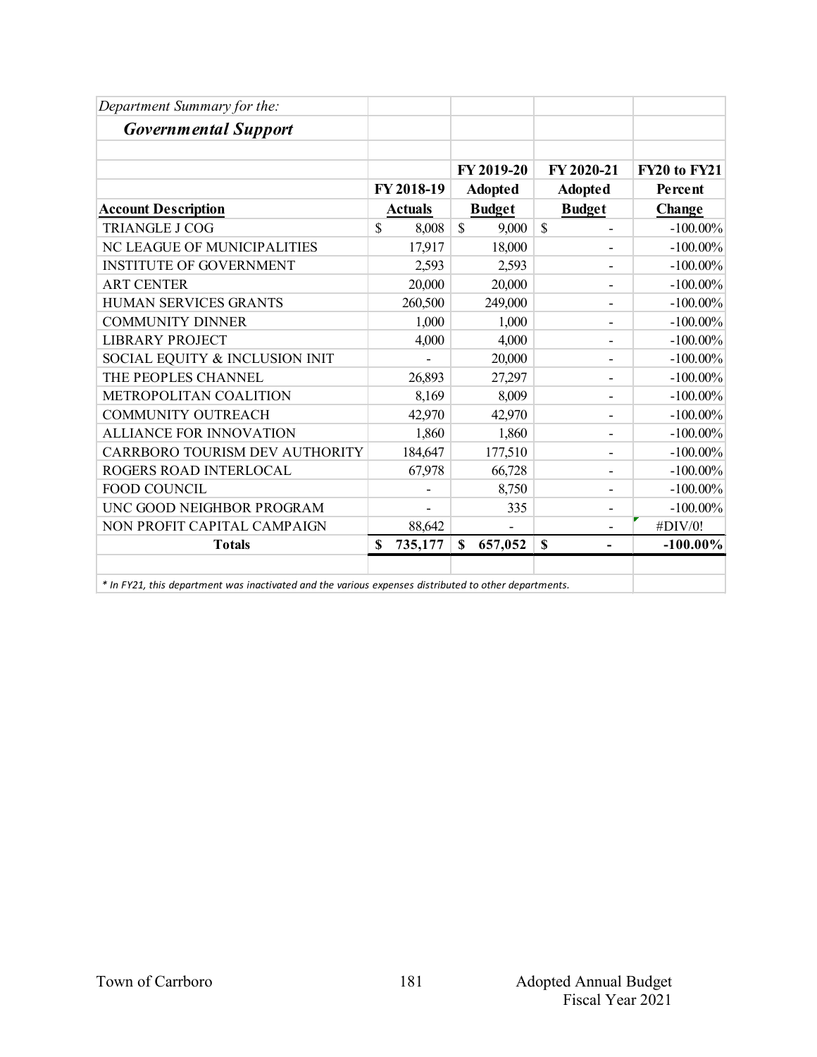*Department Summary for the:*

## *Governmental Support*

| Account Description | FY 2018-19 Actuals | FY 2019-20 Adopted Budget | FY 2020-21 Adopted Budget | FY20 to FY21 Percent Change |
|---|---|---|---|---|
| TRIANGLE J COG | $ 8,008 | $ 9,000 | $ - | -100.00% |
| NC LEAGUE OF MUNICIPALITIES | 17,917 | 18,000 | - | -100.00% |
| INSTITUTE OF GOVERNMENT | 2,593 | 2,593 | - | -100.00% |
| ART CENTER | 20,000 | 20,000 | - | -100.00% |
| HUMAN SERVICES GRANTS | 260,500 | 249,000 | - | -100.00% |
| COMMUNITY DINNER | 1,000 | 1,000 | - | -100.00% |
| LIBRARY PROJECT | 4,000 | 4,000 | - | -100.00% |
| SOCIAL EQUITY & INCLUSION INIT | - | 20,000 | - | -100.00% |
| THE PEOPLES CHANNEL | 26,893 | 27,297 | - | -100.00% |
| METROPOLITAN COALITION | 8,169 | 8,009 | - | -100.00% |
| COMMUNITY OUTREACH | 42,970 | 42,970 | - | -100.00% |
| ALLIANCE FOR INNOVATION | 1,860 | 1,860 | - | -100.00% |
| CARRBORO TOURISM DEV AUTHORITY | 184,647 | 177,510 | - | -100.00% |
| ROGERS ROAD INTERLOCAL | 67,978 | 66,728 | - | -100.00% |
| FOOD COUNCIL | - | 8,750 | - | -100.00% |
| UNC GOOD NEIGHBOR PROGRAM | - | 335 | - | -100.00% |
| NON PROFIT CAPITAL CAMPAIGN | 88,642 | - | - | #DIV/0! |
| **Totals** | **$ 735,177** | **$ 657,052** | **$ -** | **-100.00%** |

*\* In FY21, this department was inactivated and the various expenses distributed to other departments.*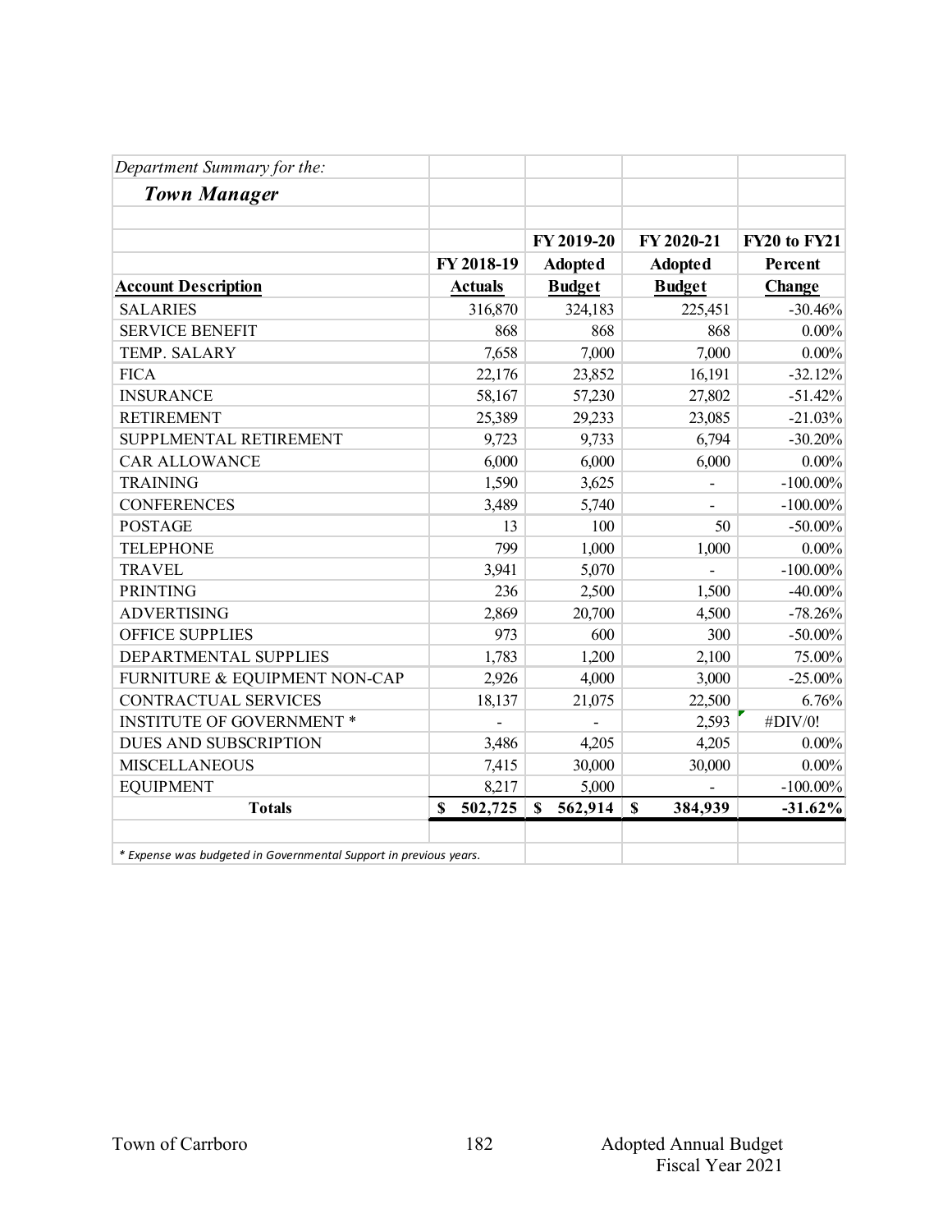*Department Summary for the:*

***Town Manager***

| Account Description | FY 2018-19 Actuals | FY 2019-20 Adopted Budget | FY 2020-21 Adopted Budget | FY20 to FY21 Percent Change |
|---|---|---|---|---|
| SALARIES | 316,870 | 324,183 | 225,451 | -30.46% |
| SERVICE BENEFIT | 868 | 868 | 868 | 0.00% |
| TEMP. SALARY | 7,658 | 7,000 | 7,000 | 0.00% |
| FICA | 22,176 | 23,852 | 16,191 | -32.12% |
| INSURANCE | 58,167 | 57,230 | 27,802 | -51.42% |
| RETIREMENT | 25,389 | 29,233 | 23,085 | -21.03% |
| SUPPLMENTAL RETIREMENT | 9,723 | 9,733 | 6,794 | -30.20% |
| CAR ALLOWANCE | 6,000 | 6,000 | 6,000 | 0.00% |
| TRAINING | 1,590 | 3,625 | - | -100.00% |
| CONFERENCES | 3,489 | 5,740 | - | -100.00% |
| POSTAGE | 13 | 100 | 50 | -50.00% |
| TELEPHONE | 799 | 1,000 | 1,000 | 0.00% |
| TRAVEL | 3,941 | 5,070 | - | -100.00% |
| PRINTING | 236 | 2,500 | 1,500 | -40.00% |
| ADVERTISING | 2,869 | 20,700 | 4,500 | -78.26% |
| OFFICE SUPPLIES | 973 | 600 | 300 | -50.00% |
| DEPARTMENTAL SUPPLIES | 1,783 | 1,200 | 2,100 | 75.00% |
| FURNITURE & EQUIPMENT NON-CAP | 2,926 | 4,000 | 3,000 | -25.00% |
| CONTRACTUAL SERVICES | 18,137 | 21,075 | 22,500 | 6.76% |
| INSTITUTE OF GOVERNMENT * | - | - | 2,593 | #DIV/0! |
| DUES AND SUBSCRIPTION | 3,486 | 4,205 | 4,205 | 0.00% |
| MISCELLANEOUS | 7,415 | 30,000 | 30,000 | 0.00% |
| EQUIPMENT | 8,217 | 5,000 | - | -100.00% |
| **Totals** | **$ 502,725** | **$ 562,914** | **$ 384,939** | **-31.62%** |

*\* Expense was budgeted in Governmental Support in previous years.*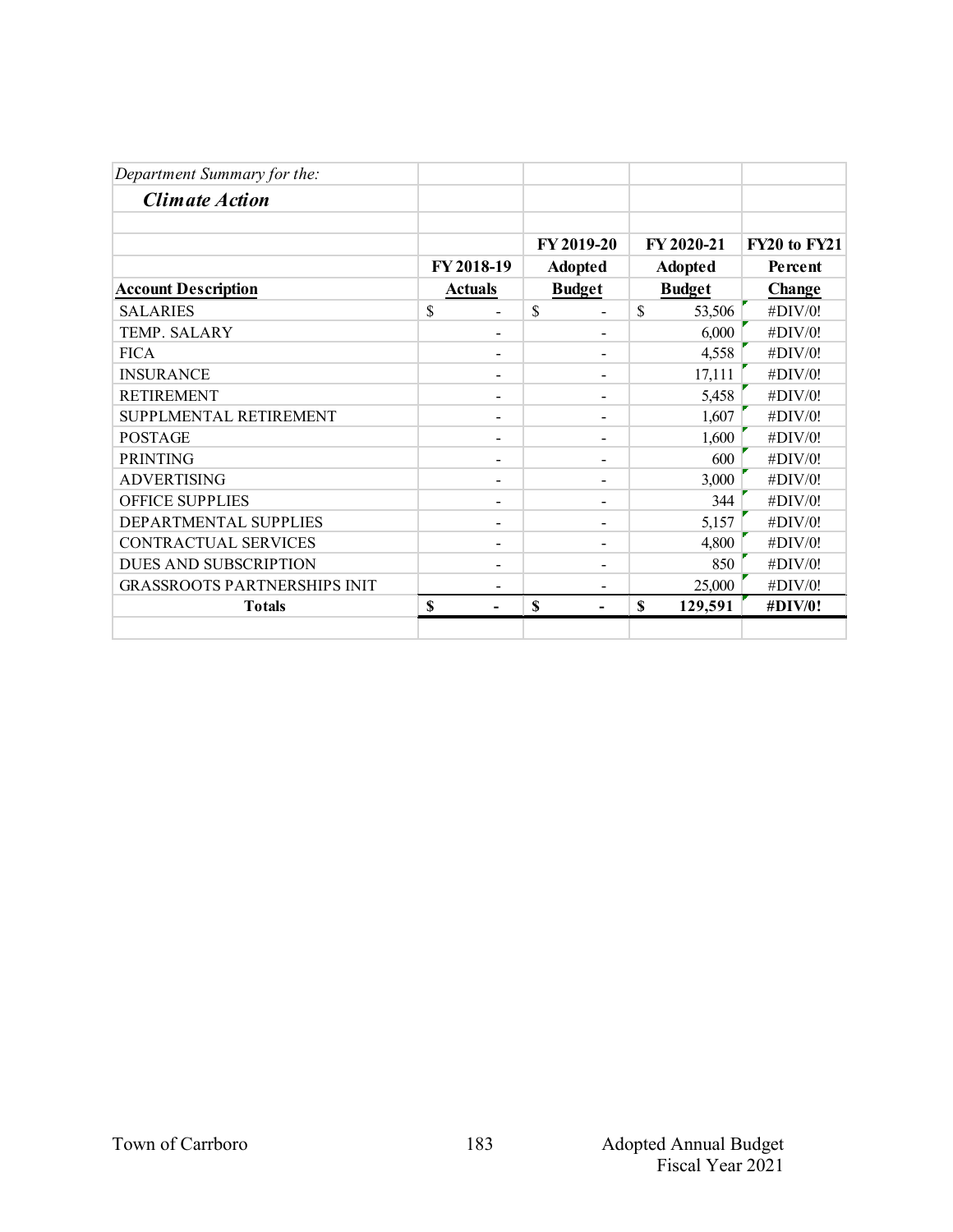*Department Summary for the:*

***Climate Action***

| Account Description | FY 2018-19 Actuals | FY 2019-20 Adopted Budget | FY 2020-21 Adopted Budget | FY20 to FY21 Percent Change |
|---|---|---|---|---|
| SALARIES | $ - | $ - | $ 53,506 | #DIV/0! |
| TEMP. SALARY | - | - | 6,000 | #DIV/0! |
| FICA | - | - | 4,558 | #DIV/0! |
| INSURANCE | - | - | 17,111 | #DIV/0! |
| RETIREMENT | - | - | 5,458 | #DIV/0! |
| SUPPLMENTAL RETIREMENT | - | - | 1,607 | #DIV/0! |
| POSTAGE | - | - | 1,600 | #DIV/0! |
| PRINTING | - | - | 600 | #DIV/0! |
| ADVERTISING | - | - | 3,000 | #DIV/0! |
| OFFICE SUPPLIES | - | - | 344 | #DIV/0! |
| DEPARTMENTAL SUPPLIES | - | - | 5,157 | #DIV/0! |
| CONTRACTUAL SERVICES | - | - | 4,800 | #DIV/0! |
| DUES AND SUBSCRIPTION | - | - | 850 | #DIV/0! |
| GRASSROOTS PARTNERSHIPS INIT | - | - | 25,000 | #DIV/0! |
| **Totals** | **$ -** | **$ -** | **$ 129,591** | **#DIV/0!** |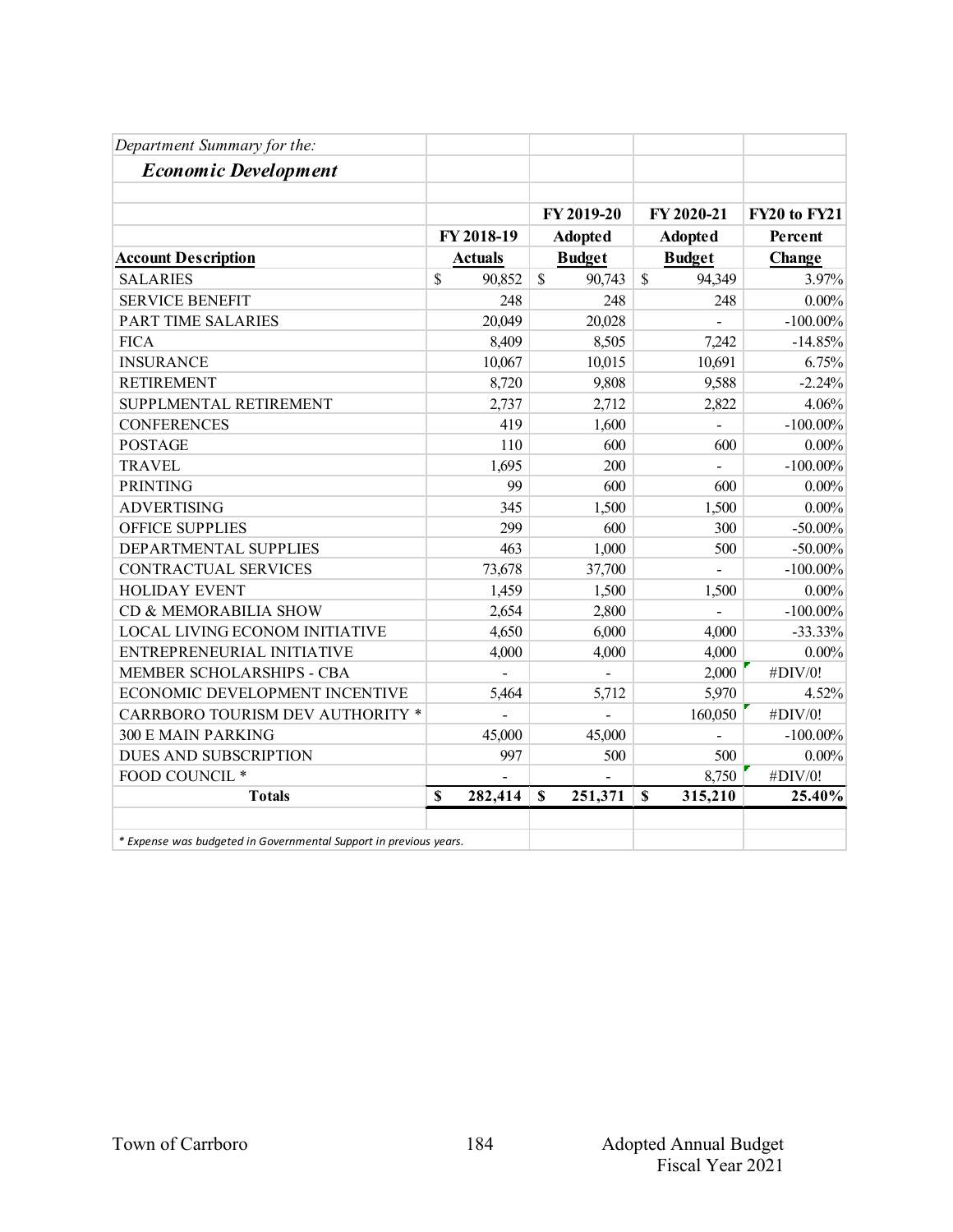*Department Summary for the:*

***Economic Development***

| Account Description | FY 2018-19 Actuals | FY 2019-20 Adopted Budget | FY 2020-21 Adopted Budget | FY20 to FY21 Percent Change |
|---|---|---|---|---|
| SALARIES | $ 90,852 | $ 90,743 | $ 94,349 | 3.97% |
| SERVICE BENEFIT | 248 | 248 | 248 | 0.00% |
| PART TIME SALARIES | 20,049 | 20,028 | - | -100.00% |
| FICA | 8,409 | 8,505 | 7,242 | -14.85% |
| INSURANCE | 10,067 | 10,015 | 10,691 | 6.75% |
| RETIREMENT | 8,720 | 9,808 | 9,588 | -2.24% |
| SUPPLMENTAL RETIREMENT | 2,737 | 2,712 | 2,822 | 4.06% |
| CONFERENCES | 419 | 1,600 | - | -100.00% |
| POSTAGE | 110 | 600 | 600 | 0.00% |
| TRAVEL | 1,695 | 200 | - | -100.00% |
| PRINTING | 99 | 600 | 600 | 0.00% |
| ADVERTISING | 345 | 1,500 | 1,500 | 0.00% |
| OFFICE SUPPLIES | 299 | 600 | 300 | -50.00% |
| DEPARTMENTAL SUPPLIES | 463 | 1,000 | 500 | -50.00% |
| CONTRACTUAL SERVICES | 73,678 | 37,700 | - | -100.00% |
| HOLIDAY EVENT | 1,459 | 1,500 | 1,500 | 0.00% |
| CD & MEMORABILIA SHOW | 2,654 | 2,800 | - | -100.00% |
| LOCAL LIVING ECONOM INITIATIVE | 4,650 | 6,000 | 4,000 | -33.33% |
| ENTREPRENEURIAL INITIATIVE | 4,000 | 4,000 | 4,000 | 0.00% |
| MEMBER SCHOLARSHIPS - CBA | - | - | 2,000 | #DIV/0! |
| ECONOMIC DEVELOPMENT INCENTIVE | 5,464 | 5,712 | 5,970 | 4.52% |
| CARRBORO TOURISM DEV AUTHORITY * | - | - | 160,050 | #DIV/0! |
| 300 E MAIN PARKING | 45,000 | 45,000 | - | -100.00% |
| DUES AND SUBSCRIPTION | 997 | 500 | 500 | 0.00% |
| FOOD COUNCIL * | - | - | 8,750 | #DIV/0! |
| **Totals** | **$ 282,414** | **$ 251,371** | **$ 315,210** | **25.40%** |

*\* Expense was budgeted in Governmental Support in previous years.*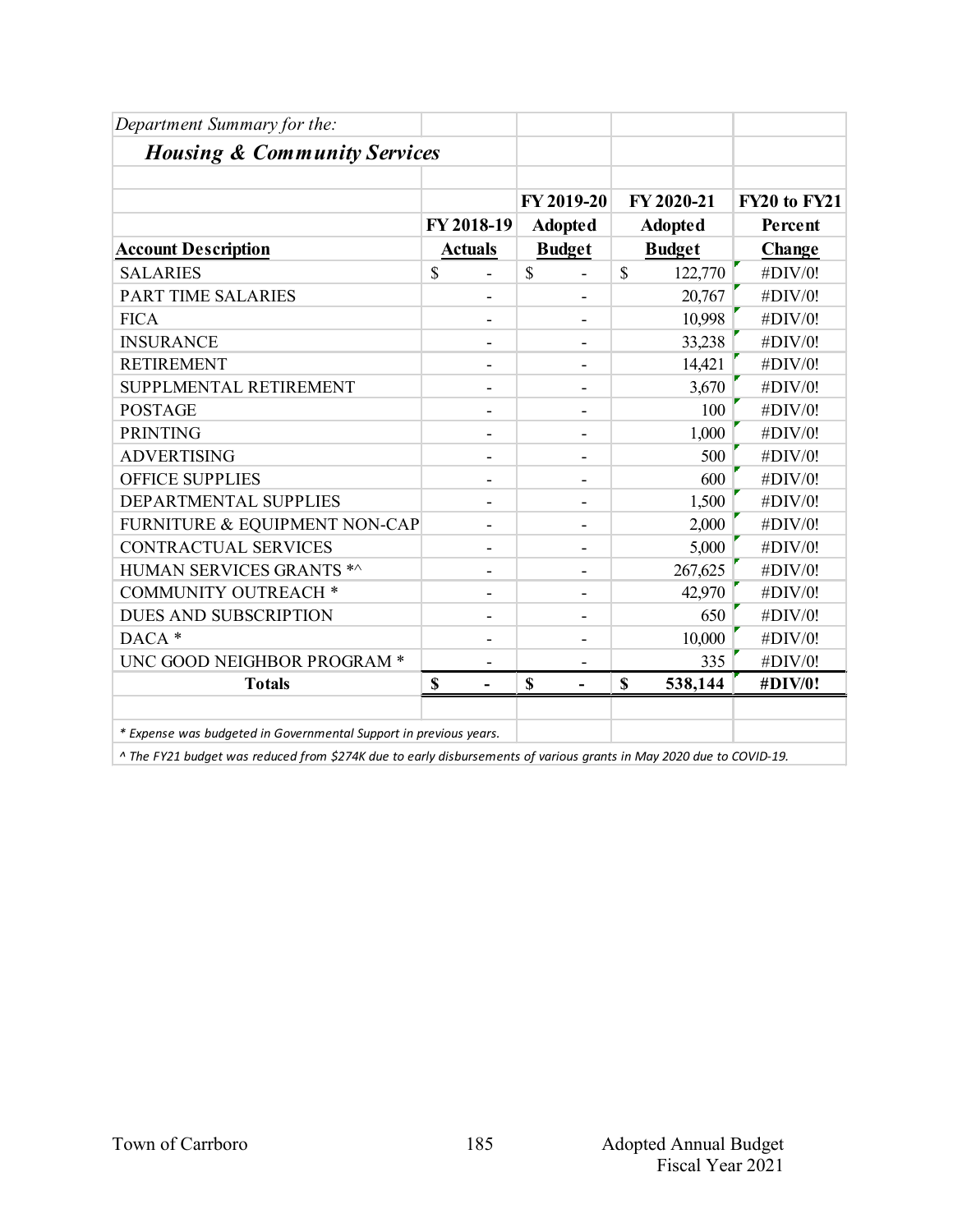*Department Summary for the:*

## *Housing & Community Services*

| Account Description | FY 2018-19 Actuals | FY 2019-20 Adopted Budget | FY 2020-21 Adopted Budget | FY20 to FY21 Percent Change |
|---|---|---|---|---|
| SALARIES | $ - | $ - | $ 122,770 | #DIV/0! |
| PART TIME SALARIES | - | - | 20,767 | #DIV/0! |
| FICA | - | - | 10,998 | #DIV/0! |
| INSURANCE | - | - | 33,238 | #DIV/0! |
| RETIREMENT | - | - | 14,421 | #DIV/0! |
| SUPPLMENTAL RETIREMENT | - | - | 3,670 | #DIV/0! |
| POSTAGE | - | - | 100 | #DIV/0! |
| PRINTING | - | - | 1,000 | #DIV/0! |
| ADVERTISING | - | - | 500 | #DIV/0! |
| OFFICE SUPPLIES | - | - | 600 | #DIV/0! |
| DEPARTMENTAL SUPPLIES | - | - | 1,500 | #DIV/0! |
| FURNITURE & EQUIPMENT NON-CAP | - | - | 2,000 | #DIV/0! |
| CONTRACTUAL SERVICES | - | - | 5,000 | #DIV/0! |
| HUMAN SERVICES GRANTS *^ | - | - | 267,625 | #DIV/0! |
| COMMUNITY OUTREACH * | - | - | 42,970 | #DIV/0! |
| DUES AND SUBSCRIPTION | - | - | 650 | #DIV/0! |
| DACA * | - | - | 10,000 | #DIV/0! |
| UNC GOOD NEIGHBOR PROGRAM * | - | - | 335 | #DIV/0! |
| **Totals** | **$ -** | **$ -** | **$ 538,144** | **#DIV/0!** |

*\* Expense was budgeted in Governmental Support in previous years.*

*^ The FY21 budget was reduced from $274K due to early disbursements of various grants in May 2020 due to COVID-19.*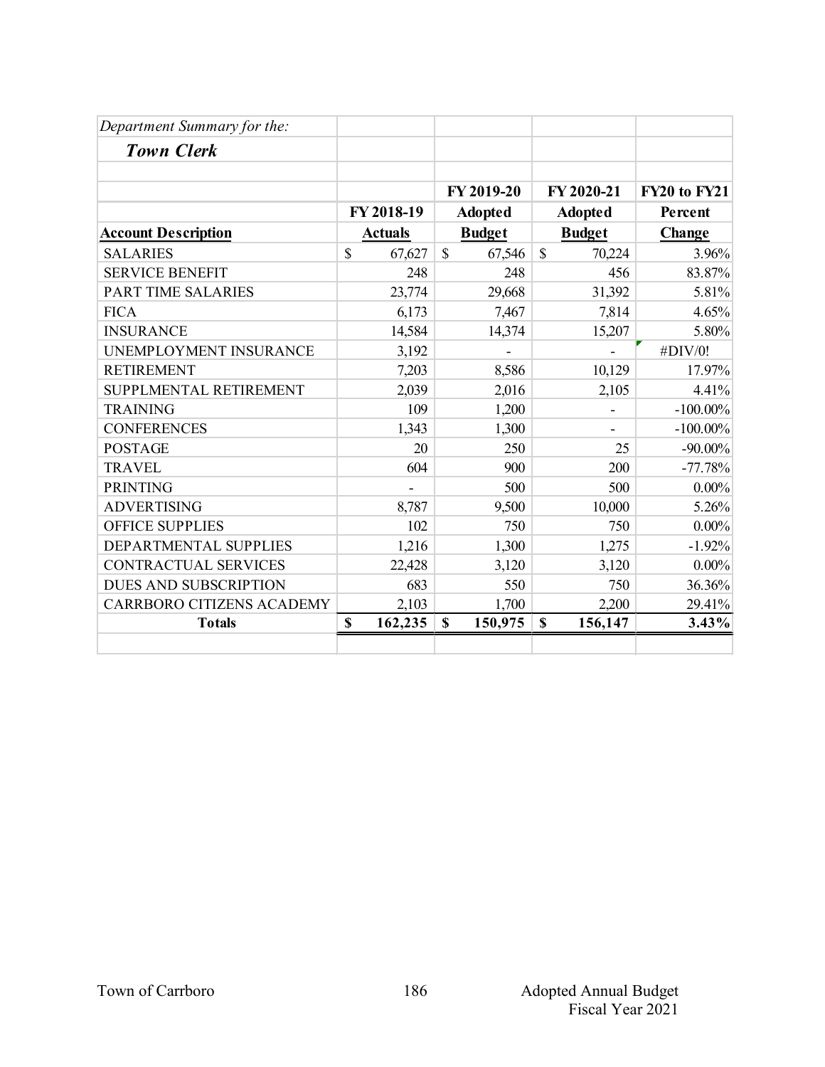*Department Summary for the:*

***Town Clerk***

| Account Description | FY 2018-19 Actuals | FY 2019-20 Adopted Budget | FY 2020-21 Adopted Budget | FY20 to FY21 Percent Change |
|---|---|---|---|---|
| SALARIES | $ 67,627 | $ 67,546 | $ 70,224 | 3.96% |
| SERVICE BENEFIT | 248 | 248 | 456 | 83.87% |
| PART TIME SALARIES | 23,774 | 29,668 | 31,392 | 5.81% |
| FICA | 6,173 | 7,467 | 7,814 | 4.65% |
| INSURANCE | 14,584 | 14,374 | 15,207 | 5.80% |
| UNEMPLOYMENT INSURANCE | 3,192 | - | - | #DIV/0! |
| RETIREMENT | 7,203 | 8,586 | 10,129 | 17.97% |
| SUPPLMENTAL RETIREMENT | 2,039 | 2,016 | 2,105 | 4.41% |
| TRAINING | 109 | 1,200 | - | -100.00% |
| CONFERENCES | 1,343 | 1,300 | - | -100.00% |
| POSTAGE | 20 | 250 | 25 | -90.00% |
| TRAVEL | 604 | 900 | 200 | -77.78% |
| PRINTING | - | 500 | 500 | 0.00% |
| ADVERTISING | 8,787 | 9,500 | 10,000 | 5.26% |
| OFFICE SUPPLIES | 102 | 750 | 750 | 0.00% |
| DEPARTMENTAL SUPPLIES | 1,216 | 1,300 | 1,275 | -1.92% |
| CONTRACTUAL SERVICES | 22,428 | 3,120 | 3,120 | 0.00% |
| DUES AND SUBSCRIPTION | 683 | 550 | 750 | 36.36% |
| CARRBORO CITIZENS ACADEMY | 2,103 | 1,700 | 2,200 | 29.41% |
| **Totals** | **$ 162,235** | **$ 150,975** | **$ 156,147** | **3.43%** |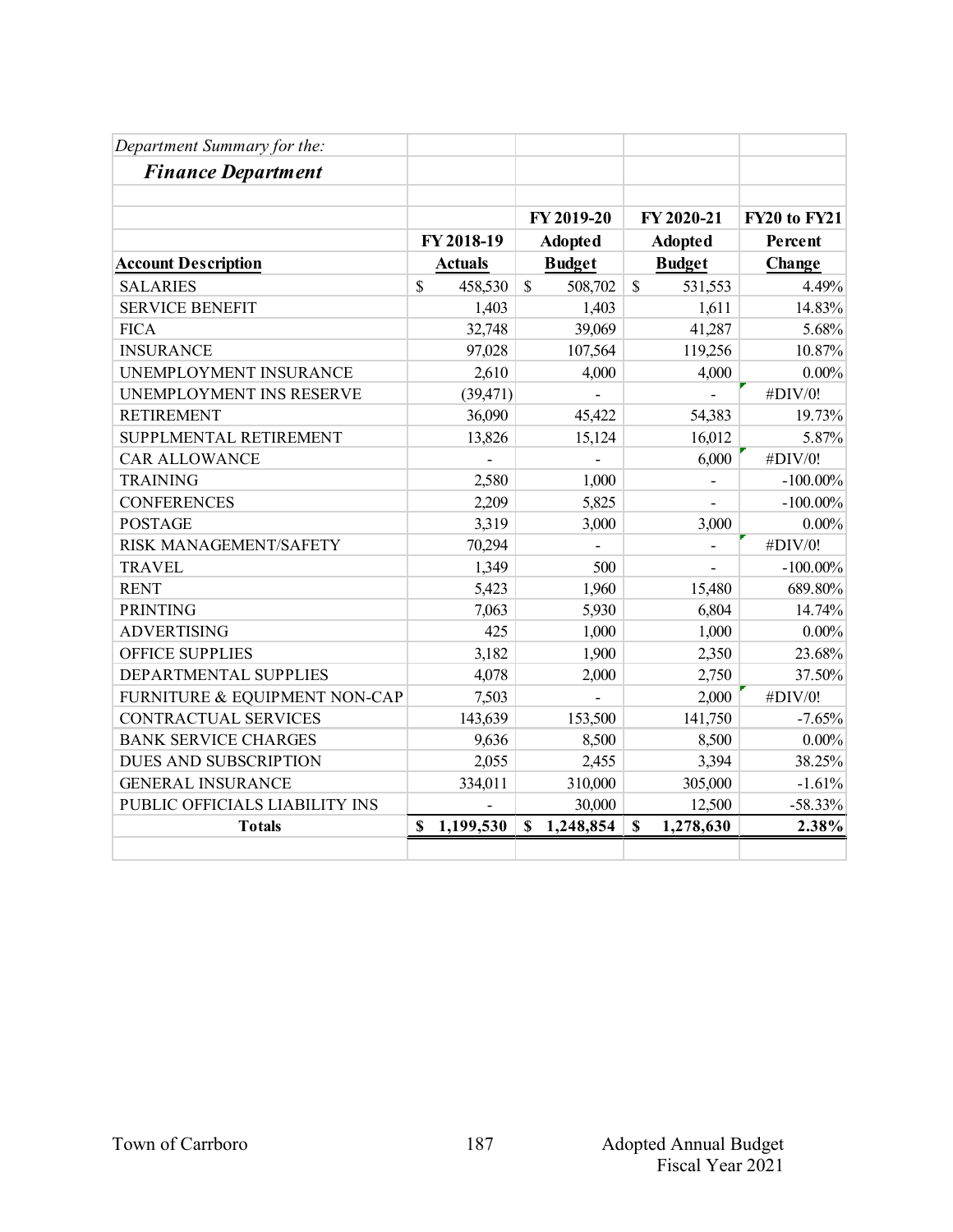*Department Summary for the:*

***Finance Department***

| Account Description | FY 2018-19 Actuals | FY 2019-20 Adopted Budget | FY 2020-21 Adopted Budget | FY20 to FY21 Percent Change |
|---|---|---|---|---|
| SALARIES | $ 458,530 | $ 508,702 | $ 531,553 | 4.49% |
| SERVICE BENEFIT | 1,403 | 1,403 | 1,611 | 14.83% |
| FICA | 32,748 | 39,069 | 41,287 | 5.68% |
| INSURANCE | 97,028 | 107,564 | 119,256 | 10.87% |
| UNEMPLOYMENT INSURANCE | 2,610 | 4,000 | 4,000 | 0.00% |
| UNEMPLOYMENT INS RESERVE | (39,471) | - | - | #DIV/0! |
| RETIREMENT | 36,090 | 45,422 | 54,383 | 19.73% |
| SUPPLMENTAL RETIREMENT | 13,826 | 15,124 | 16,012 | 5.87% |
| CAR ALLOWANCE | - | - | 6,000 | #DIV/0! |
| TRAINING | 2,580 | 1,000 | - | -100.00% |
| CONFERENCES | 2,209 | 5,825 | - | -100.00% |
| POSTAGE | 3,319 | 3,000 | 3,000 | 0.00% |
| RISK MANAGEMENT/SAFETY | 70,294 | - | - | #DIV/0! |
| TRAVEL | 1,349 | 500 | - | -100.00% |
| RENT | 5,423 | 1,960 | 15,480 | 689.80% |
| PRINTING | 7,063 | 5,930 | 6,804 | 14.74% |
| ADVERTISING | 425 | 1,000 | 1,000 | 0.00% |
| OFFICE SUPPLIES | 3,182 | 1,900 | 2,350 | 23.68% |
| DEPARTMENTAL SUPPLIES | 4,078 | 2,000 | 2,750 | 37.50% |
| FURNITURE & EQUIPMENT NON-CAP | 7,503 | - | 2,000 | #DIV/0! |
| CONTRACTUAL SERVICES | 143,639 | 153,500 | 141,750 | -7.65% |
| BANK SERVICE CHARGES | 9,636 | 8,500 | 8,500 | 0.00% |
| DUES AND SUBSCRIPTION | 2,055 | 2,455 | 3,394 | 38.25% |
| GENERAL INSURANCE | 334,011 | 310,000 | 305,000 | -1.61% |
| PUBLIC OFFICIALS LIABILITY INS | - | 30,000 | 12,500 | -58.33% |
| **Totals** | **$ 1,199,530** | **$ 1,248,854** | **$ 1,278,630** | **2.38%** |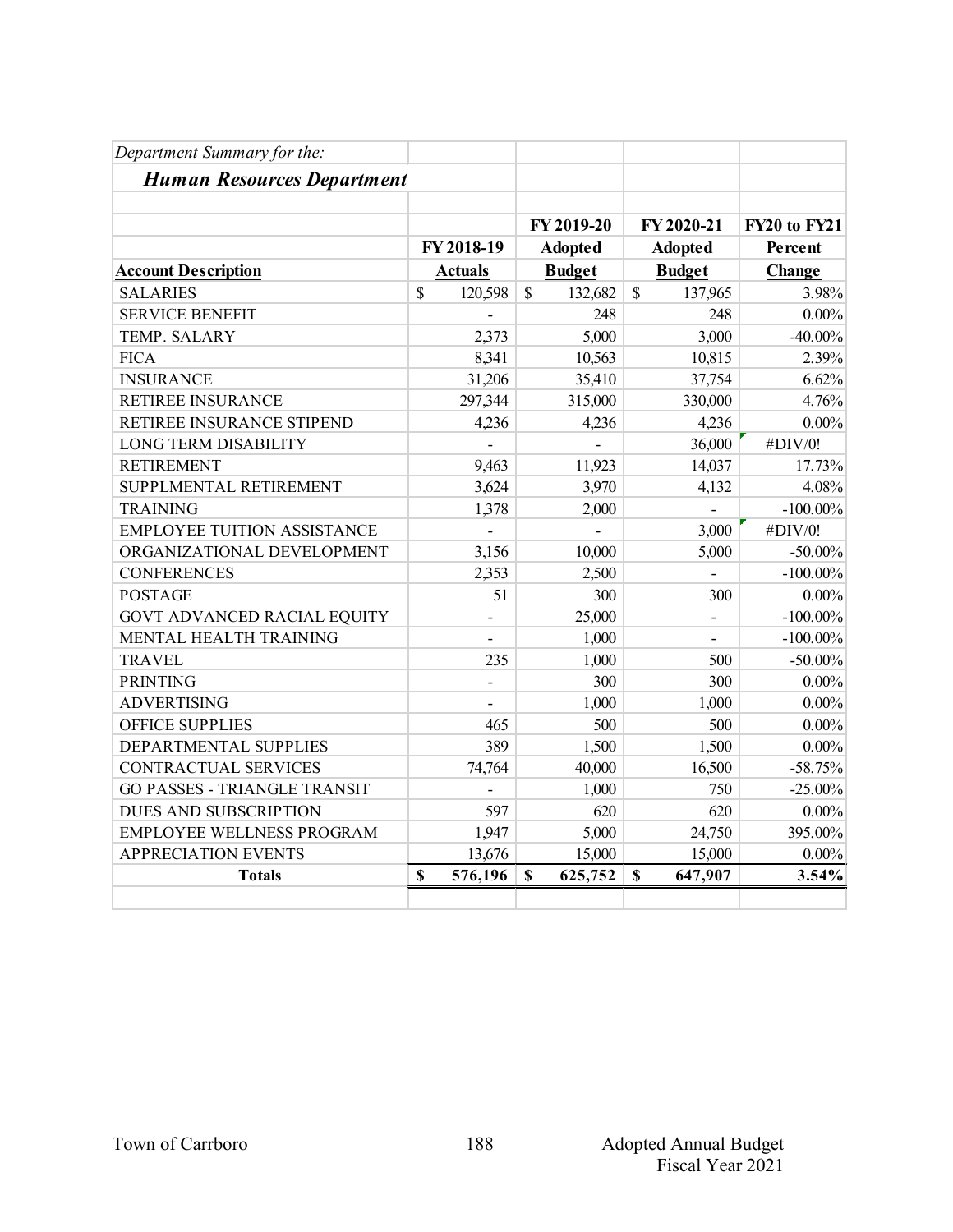*Department Summary for the:*

## *Human Resources Department*

| Account Description | FY 2018-19 Actuals | FY 2019-20 Adopted Budget | FY 2020-21 Adopted Budget | FY20 to FY21 Percent Change |
|---|---|---|---|---|
| SALARIES | $ 120,598 | $ 132,682 | $ 137,965 | 3.98% |
| SERVICE BENEFIT | - | 248 | 248 | 0.00% |
| TEMP. SALARY | 2,373 | 5,000 | 3,000 | -40.00% |
| FICA | 8,341 | 10,563 | 10,815 | 2.39% |
| INSURANCE | 31,206 | 35,410 | 37,754 | 6.62% |
| RETIREE INSURANCE | 297,344 | 315,000 | 330,000 | 4.76% |
| RETIREE INSURANCE STIPEND | 4,236 | 4,236 | 4,236 | 0.00% |
| LONG TERM DISABILITY | - | - | 36,000 | #DIV/0! |
| RETIREMENT | 9,463 | 11,923 | 14,037 | 17.73% |
| SUPPLMENTAL RETIREMENT | 3,624 | 3,970 | 4,132 | 4.08% |
| TRAINING | 1,378 | 2,000 | - | -100.00% |
| EMPLOYEE TUITION ASSISTANCE | - | - | 3,000 | #DIV/0! |
| ORGANIZATIONAL DEVELOPMENT | 3,156 | 10,000 | 5,000 | -50.00% |
| CONFERENCES | 2,353 | 2,500 | - | -100.00% |
| POSTAGE | 51 | 300 | 300 | 0.00% |
| GOVT ADVANCED RACIAL EQUITY | - | 25,000 | - | -100.00% |
| MENTAL HEALTH TRAINING | - | 1,000 | - | -100.00% |
| TRAVEL | 235 | 1,000 | 500 | -50.00% |
| PRINTING | - | 300 | 300 | 0.00% |
| ADVERTISING | - | 1,000 | 1,000 | 0.00% |
| OFFICE SUPPLIES | 465 | 500 | 500 | 0.00% |
| DEPARTMENTAL SUPPLIES | 389 | 1,500 | 1,500 | 0.00% |
| CONTRACTUAL SERVICES | 74,764 | 40,000 | 16,500 | -58.75% |
| GO PASSES - TRIANGLE TRANSIT | - | 1,000 | 750 | -25.00% |
| DUES AND SUBSCRIPTION | 597 | 620 | 620 | 0.00% |
| EMPLOYEE WELLNESS PROGRAM | 1,947 | 5,000 | 24,750 | 395.00% |
| APPRECIATION EVENTS | 13,676 | 15,000 | 15,000 | 0.00% |
| **Totals** | **$ 576,196** | **$ 625,752** | **$ 647,907** | **3.54%** |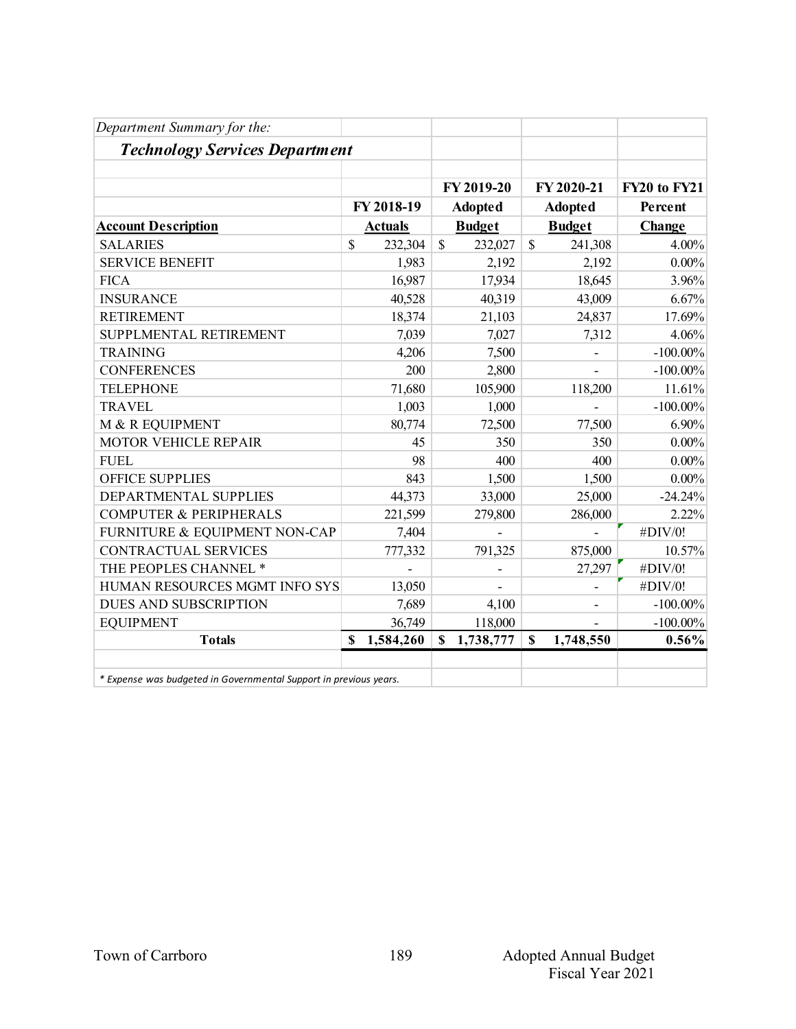*Department Summary for the:*

## *Technology Services Department*

| Account Description | FY 2018-19 Actuals | FY 2019-20 Adopted Budget | FY 2020-21 Adopted Budget | FY20 to FY21 Percent Change |
|---|---|---|---|---|
| SALARIES | $ 232,304 | $ 232,027 | $ 241,308 | 4.00% |
| SERVICE BENEFIT | 1,983 | 2,192 | 2,192 | 0.00% |
| FICA | 16,987 | 17,934 | 18,645 | 3.96% |
| INSURANCE | 40,528 | 40,319 | 43,009 | 6.67% |
| RETIREMENT | 18,374 | 21,103 | 24,837 | 17.69% |
| SUPPLMENTAL RETIREMENT | 7,039 | 7,027 | 7,312 | 4.06% |
| TRAINING | 4,206 | 7,500 | - | -100.00% |
| CONFERENCES | 200 | 2,800 | - | -100.00% |
| TELEPHONE | 71,680 | 105,900 | 118,200 | 11.61% |
| TRAVEL | 1,003 | 1,000 | - | -100.00% |
| M & R EQUIPMENT | 80,774 | 72,500 | 77,500 | 6.90% |
| MOTOR VEHICLE REPAIR | 45 | 350 | 350 | 0.00% |
| FUEL | 98 | 400 | 400 | 0.00% |
| OFFICE SUPPLIES | 843 | 1,500 | 1,500 | 0.00% |
| DEPARTMENTAL SUPPLIES | 44,373 | 33,000 | 25,000 | -24.24% |
| COMPUTER & PERIPHERALS | 221,599 | 279,800 | 286,000 | 2.22% |
| FURNITURE & EQUIPMENT NON-CAP | 7,404 | - | - | #DIV/0! |
| CONTRACTUAL SERVICES | 777,332 | 791,325 | 875,000 | 10.57% |
| THE PEOPLES CHANNEL * | - | - | 27,297 | #DIV/0! |
| HUMAN RESOURCES MGMT INFO SYS | 13,050 | - | - | #DIV/0! |
| DUES AND SUBSCRIPTION | 7,689 | 4,100 | - | -100.00% |
| EQUIPMENT | 36,749 | 118,000 | - | -100.00% |
| **Totals** | **$ 1,584,260** | **$ 1,738,777** | **$ 1,748,550** | **0.56%** |

*\* Expense was budgeted in Governmental Support in previous years.*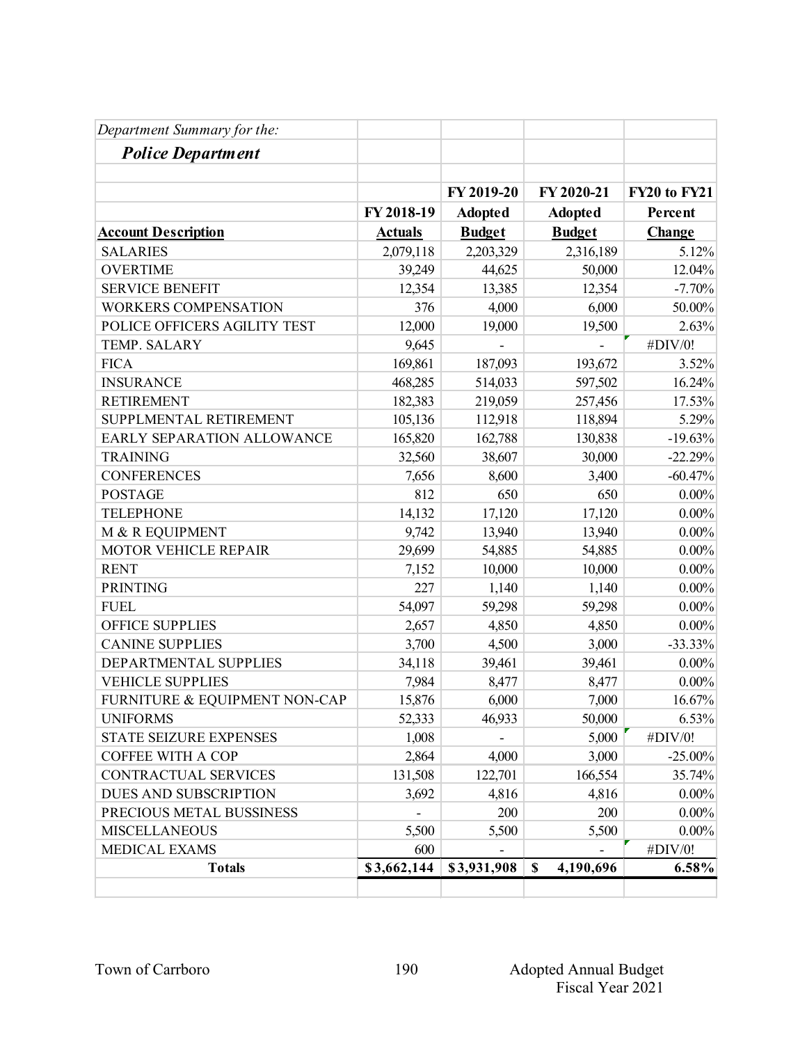*Department Summary for the:*

***Police Department***

| Account Description | FY 2018-19 Actuals | FY 2019-20 Adopted Budget | FY 2020-21 Adopted Budget | FY20 to FY21 Percent Change |
|---|---|---|---|---|
| SALARIES | 2,079,118 | 2,203,329 | 2,316,189 | 5.12% |
| OVERTIME | 39,249 | 44,625 | 50,000 | 12.04% |
| SERVICE BENEFIT | 12,354 | 13,385 | 12,354 | -7.70% |
| WORKERS COMPENSATION | 376 | 4,000 | 6,000 | 50.00% |
| POLICE OFFICERS AGILITY TEST | 12,000 | 19,000 | 19,500 | 2.63% |
| TEMP. SALARY | 9,645 | - | - | #DIV/0! |
| FICA | 169,861 | 187,093 | 193,672 | 3.52% |
| INSURANCE | 468,285 | 514,033 | 597,502 | 16.24% |
| RETIREMENT | 182,383 | 219,059 | 257,456 | 17.53% |
| SUPPLMENTAL RETIREMENT | 105,136 | 112,918 | 118,894 | 5.29% |
| EARLY SEPARATION ALLOWANCE | 165,820 | 162,788 | 130,838 | -19.63% |
| TRAINING | 32,560 | 38,607 | 30,000 | -22.29% |
| CONFERENCES | 7,656 | 8,600 | 3,400 | -60.47% |
| POSTAGE | 812 | 650 | 650 | 0.00% |
| TELEPHONE | 14,132 | 17,120 | 17,120 | 0.00% |
| M & R EQUIPMENT | 9,742 | 13,940 | 13,940 | 0.00% |
| MOTOR VEHICLE REPAIR | 29,699 | 54,885 | 54,885 | 0.00% |
| RENT | 7,152 | 10,000 | 10,000 | 0.00% |
| PRINTING | 227 | 1,140 | 1,140 | 0.00% |
| FUEL | 54,097 | 59,298 | 59,298 | 0.00% |
| OFFICE SUPPLIES | 2,657 | 4,850 | 4,850 | 0.00% |
| CANINE SUPPLIES | 3,700 | 4,500 | 3,000 | -33.33% |
| DEPARTMENTAL SUPPLIES | 34,118 | 39,461 | 39,461 | 0.00% |
| VEHICLE SUPPLIES | 7,984 | 8,477 | 8,477 | 0.00% |
| FURNITURE & EQUIPMENT NON-CAP | 15,876 | 6,000 | 7,000 | 16.67% |
| UNIFORMS | 52,333 | 46,933 | 50,000 | 6.53% |
| STATE SEIZURE EXPENSES | 1,008 | - | 5,000 | #DIV/0! |
| COFFEE WITH A COP | 2,864 | 4,000 | 3,000 | -25.00% |
| CONTRACTUAL SERVICES | 131,508 | 122,701 | 166,554 | 35.74% |
| DUES AND SUBSCRIPTION | 3,692 | 4,816 | 4,816 | 0.00% |
| PRECIOUS METAL BUSSINESS | - | 200 | 200 | 0.00% |
| MISCELLANEOUS | 5,500 | 5,500 | 5,500 | 0.00% |
| MEDICAL EXAMS | 600 | - | - | #DIV/0! |
| **Totals** | **$3,662,144** | **$3,931,908** | **$ 4,190,696** | **6.58%** |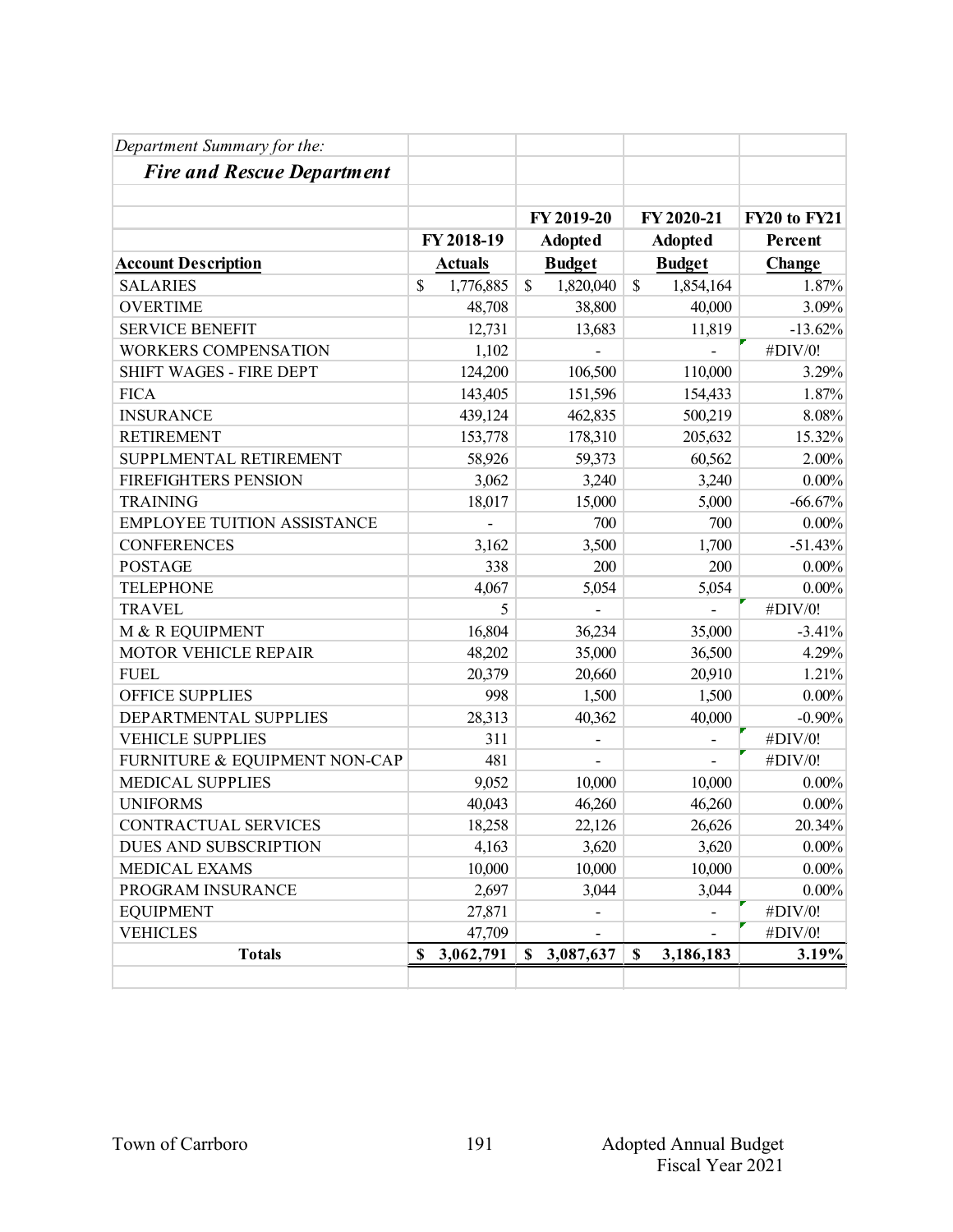*Department Summary for the:*

## *Fire and Rescue Department*

| Account Description | FY 2018-19 Actuals | FY 2019-20 Adopted Budget | FY 2020-21 Adopted Budget | FY20 to FY21 Percent Change |
|---|---|---|---|---|
| SALARIES | $ 1,776,885 | $ 1,820,040 | $ 1,854,164 | 1.87% |
| OVERTIME | 48,708 | 38,800 | 40,000 | 3.09% |
| SERVICE BENEFIT | 12,731 | 13,683 | 11,819 | -13.62% |
| WORKERS COMPENSATION | 1,102 | - | - | #DIV/0! |
| SHIFT WAGES - FIRE DEPT | 124,200 | 106,500 | 110,000 | 3.29% |
| FICA | 143,405 | 151,596 | 154,433 | 1.87% |
| INSURANCE | 439,124 | 462,835 | 500,219 | 8.08% |
| RETIREMENT | 153,778 | 178,310 | 205,632 | 15.32% |
| SUPPLMENTAL RETIREMENT | 58,926 | 59,373 | 60,562 | 2.00% |
| FIREFIGHTERS PENSION | 3,062 | 3,240 | 3,240 | 0.00% |
| TRAINING | 18,017 | 15,000 | 5,000 | -66.67% |
| EMPLOYEE TUITION ASSISTANCE | - | 700 | 700 | 0.00% |
| CONFERENCES | 3,162 | 3,500 | 1,700 | -51.43% |
| POSTAGE | 338 | 200 | 200 | 0.00% |
| TELEPHONE | 4,067 | 5,054 | 5,054 | 0.00% |
| TRAVEL | 5 | - | - | #DIV/0! |
| M & R EQUIPMENT | 16,804 | 36,234 | 35,000 | -3.41% |
| MOTOR VEHICLE REPAIR | 48,202 | 35,000 | 36,500 | 4.29% |
| FUEL | 20,379 | 20,660 | 20,910 | 1.21% |
| OFFICE SUPPLIES | 998 | 1,500 | 1,500 | 0.00% |
| DEPARTMENTAL SUPPLIES | 28,313 | 40,362 | 40,000 | -0.90% |
| VEHICLE SUPPLIES | 311 | - | - | #DIV/0! |
| FURNITURE & EQUIPMENT NON-CAP | 481 | - | - | #DIV/0! |
| MEDICAL SUPPLIES | 9,052 | 10,000 | 10,000 | 0.00% |
| UNIFORMS | 40,043 | 46,260 | 46,260 | 0.00% |
| CONTRACTUAL SERVICES | 18,258 | 22,126 | 26,626 | 20.34% |
| DUES AND SUBSCRIPTION | 4,163 | 3,620 | 3,620 | 0.00% |
| MEDICAL EXAMS | 10,000 | 10,000 | 10,000 | 0.00% |
| PROGRAM INSURANCE | 2,697 | 3,044 | 3,044 | 0.00% |
| EQUIPMENT | 27,871 | - | - | #DIV/0! |
| VEHICLES | 47,709 | - | - | #DIV/0! |
| **Totals** | **$ 3,062,791** | **$ 3,087,637** | **$ 3,186,183** | **3.19%** |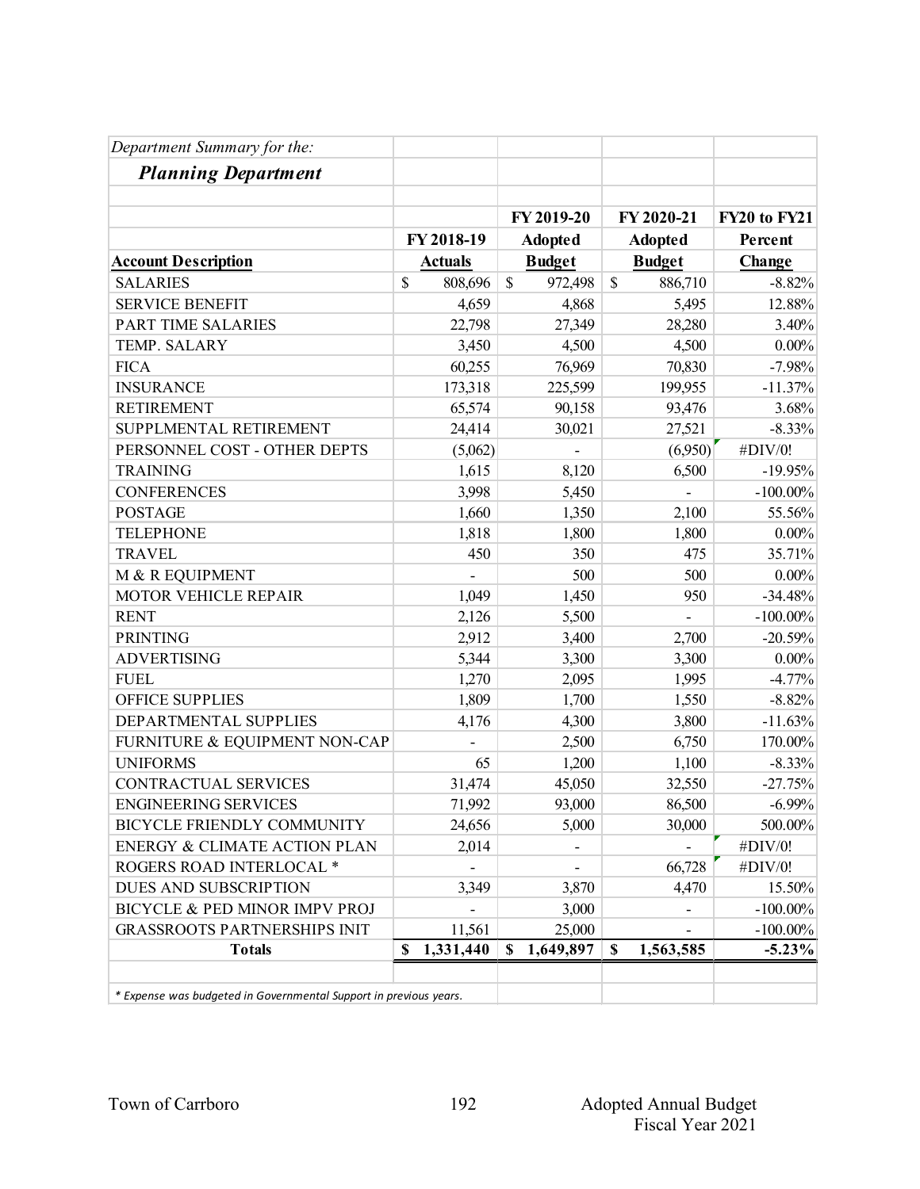*Department Summary for the:*

## *Planning Department*

| Account Description | FY 2018-19 Actuals | FY 2019-20 Adopted Budget | FY 2020-21 Adopted Budget | FY20 to FY21 Percent Change |
|---|---|---|---|---|
| SALARIES | $ 808,696 | $ 972,498 | $ 886,710 | -8.82% |
| SERVICE BENEFIT | 4,659 | 4,868 | 5,495 | 12.88% |
| PART TIME SALARIES | 22,798 | 27,349 | 28,280 | 3.40% |
| TEMP. SALARY | 3,450 | 4,500 | 4,500 | 0.00% |
| FICA | 60,255 | 76,969 | 70,830 | -7.98% |
| INSURANCE | 173,318 | 225,599 | 199,955 | -11.37% |
| RETIREMENT | 65,574 | 90,158 | 93,476 | 3.68% |
| SUPPLMENTAL RETIREMENT | 24,414 | 30,021 | 27,521 | -8.33% |
| PERSONNEL COST - OTHER DEPTS | (5,062) | - | (6,950) | #DIV/0! |
| TRAINING | 1,615 | 8,120 | 6,500 | -19.95% |
| CONFERENCES | 3,998 | 5,450 | - | -100.00% |
| POSTAGE | 1,660 | 1,350 | 2,100 | 55.56% |
| TELEPHONE | 1,818 | 1,800 | 1,800 | 0.00% |
| TRAVEL | 450 | 350 | 475 | 35.71% |
| M & R EQUIPMENT | - | 500 | 500 | 0.00% |
| MOTOR VEHICLE REPAIR | 1,049 | 1,450 | 950 | -34.48% |
| RENT | 2,126 | 5,500 | - | -100.00% |
| PRINTING | 2,912 | 3,400 | 2,700 | -20.59% |
| ADVERTISING | 5,344 | 3,300 | 3,300 | 0.00% |
| FUEL | 1,270 | 2,095 | 1,995 | -4.77% |
| OFFICE SUPPLIES | 1,809 | 1,700 | 1,550 | -8.82% |
| DEPARTMENTAL SUPPLIES | 4,176 | 4,300 | 3,800 | -11.63% |
| FURNITURE & EQUIPMENT NON-CAP | - | 2,500 | 6,750 | 170.00% |
| UNIFORMS | 65 | 1,200 | 1,100 | -8.33% |
| CONTRACTUAL SERVICES | 31,474 | 45,050 | 32,550 | -27.75% |
| ENGINEERING SERVICES | 71,992 | 93,000 | 86,500 | -6.99% |
| BICYCLE FRIENDLY COMMUNITY | 24,656 | 5,000 | 30,000 | 500.00% |
| ENERGY & CLIMATE ACTION PLAN | 2,014 | - | - | #DIV/0! |
| ROGERS ROAD INTERLOCAL * | - | - | 66,728 | #DIV/0! |
| DUES AND SUBSCRIPTION | 3,349 | 3,870 | 4,470 | 15.50% |
| BICYCLE & PED MINOR IMPV PROJ | - | 3,000 | - | -100.00% |
| GRASSROOTS PARTNERSHIPS INIT | 11,561 | 25,000 | - | -100.00% |
| **Totals** | **$ 1,331,440** | **$ 1,649,897** | **$ 1,563,585** | **-5.23%** |

*\* Expense was budgeted in Governmental Support in previous years.*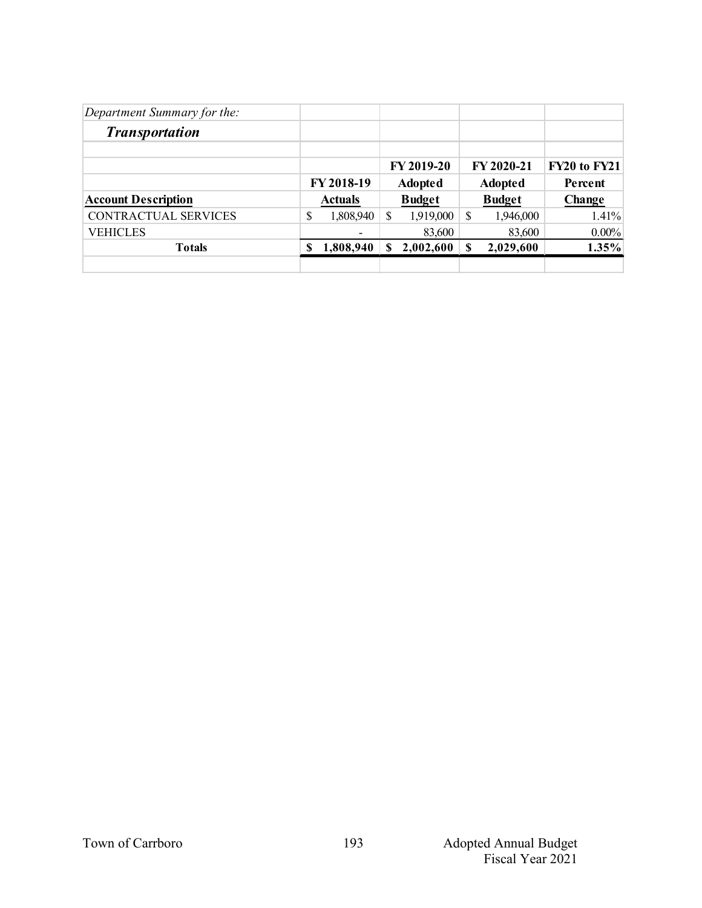*Department Summary for the:*

***Transportation***

| Account Description | FY 2018-19 Actuals | FY 2019-20 Adopted Budget | FY 2020-21 Adopted Budget | FY20 to FY21 Percent Change |
|---|---|---|---|---|
| CONTRACTUAL SERVICES | $ 1,808,940 | $ 1,919,000 | $ 1,946,000 | 1.41% |
| VEHICLES | - | 83,600 | 83,600 | 0.00% |
| **Totals** | **$ 1,808,940** | **$ 2,002,600** | **$ 2,029,600** | **1.35%** |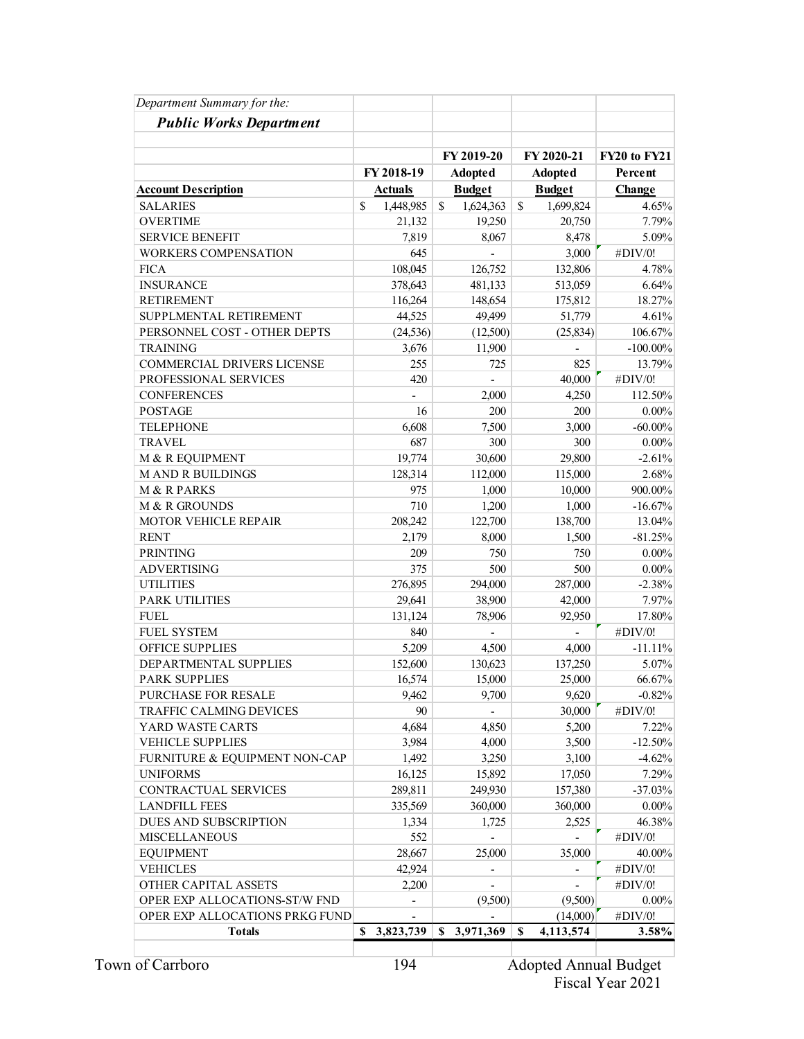*Department Summary for the:*

***Public Works Department***

| Account Description | FY 2018-19 Actuals | FY 2019-20 Adopted Budget | FY 2020-21 Adopted Budget | FY20 to FY21 Percent Change |
|---|---|---|---|---|
| SALARIES | $ 1,448,985 | $ 1,624,363 | $ 1,699,824 | 4.65% |
| OVERTIME | 21,132 | 19,250 | 20,750 | 7.79% |
| SERVICE BENEFIT | 7,819 | 8,067 | 8,478 | 5.09% |
| WORKERS COMPENSATION | 645 | - | 3,000 | #DIV/0! |
| FICA | 108,045 | 126,752 | 132,806 | 4.78% |
| INSURANCE | 378,643 | 481,133 | 513,059 | 6.64% |
| RETIREMENT | 116,264 | 148,654 | 175,812 | 18.27% |
| SUPPLMENTAL RETIREMENT | 44,525 | 49,499 | 51,779 | 4.61% |
| PERSONNEL COST - OTHER DEPTS | (24,536) | (12,500) | (25,834) | 106.67% |
| TRAINING | 3,676 | 11,900 | - | -100.00% |
| COMMERCIAL DRIVERS LICENSE | 255 | 725 | 825 | 13.79% |
| PROFESSIONAL SERVICES | 420 | - | 40,000 | #DIV/0! |
| CONFERENCES | - | 2,000 | 4,250 | 112.50% |
| POSTAGE | 16 | 200 | 200 | 0.00% |
| TELEPHONE | 6,608 | 7,500 | 3,000 | -60.00% |
| TRAVEL | 687 | 300 | 300 | 0.00% |
| M & R EQUIPMENT | 19,774 | 30,600 | 29,800 | -2.61% |
| M AND R BUILDINGS | 128,314 | 112,000 | 115,000 | 2.68% |
| M & R PARKS | 975 | 1,000 | 10,000 | 900.00% |
| M & R GROUNDS | 710 | 1,200 | 1,000 | -16.67% |
| MOTOR VEHICLE REPAIR | 208,242 | 122,700 | 138,700 | 13.04% |
| RENT | 2,179 | 8,000 | 1,500 | -81.25% |
| PRINTING | 209 | 750 | 750 | 0.00% |
| ADVERTISING | 375 | 500 | 500 | 0.00% |
| UTILITIES | 276,895 | 294,000 | 287,000 | -2.38% |
| PARK UTILITIES | 29,641 | 38,900 | 42,000 | 7.97% |
| FUEL | 131,124 | 78,906 | 92,950 | 17.80% |
| FUEL SYSTEM | 840 | - | - | #DIV/0! |
| OFFICE SUPPLIES | 5,209 | 4,500 | 4,000 | -11.11% |
| DEPARTMENTAL SUPPLIES | 152,600 | 130,623 | 137,250 | 5.07% |
| PARK SUPPLIES | 16,574 | 15,000 | 25,000 | 66.67% |
| PURCHASE FOR RESALE | 9,462 | 9,700 | 9,620 | -0.82% |
| TRAFFIC CALMING DEVICES | 90 | - | 30,000 | #DIV/0! |
| YARD WASTE CARTS | 4,684 | 4,850 | 5,200 | 7.22% |
| VEHICLE SUPPLIES | 3,984 | 4,000 | 3,500 | -12.50% |
| FURNITURE & EQUIPMENT NON-CAP | 1,492 | 3,250 | 3,100 | -4.62% |
| UNIFORMS | 16,125 | 15,892 | 17,050 | 7.29% |
| CONTRACTUAL SERVICES | 289,811 | 249,930 | 157,380 | -37.03% |
| LANDFILL FEES | 335,569 | 360,000 | 360,000 | 0.00% |
| DUES AND SUBSCRIPTION | 1,334 | 1,725 | 2,525 | 46.38% |
| MISCELLANEOUS | 552 | - | - | #DIV/0! |
| EQUIPMENT | 28,667 | 25,000 | 35,000 | 40.00% |
| VEHICLES | 42,924 | - | - | #DIV/0! |
| OTHER CAPITAL ASSETS | 2,200 | - | - | #DIV/0! |
| OPER EXP ALLOCATIONS-ST/W FND | - | (9,500) | (9,500) | 0.00% |
| OPER EXP ALLOCATIONS PRKG FUND | - | - | (14,000) | #DIV/0! |
| **Totals** | **$ 3,823,739** | **$ 3,971,369** | **$ 4,113,574** | **3.58%** |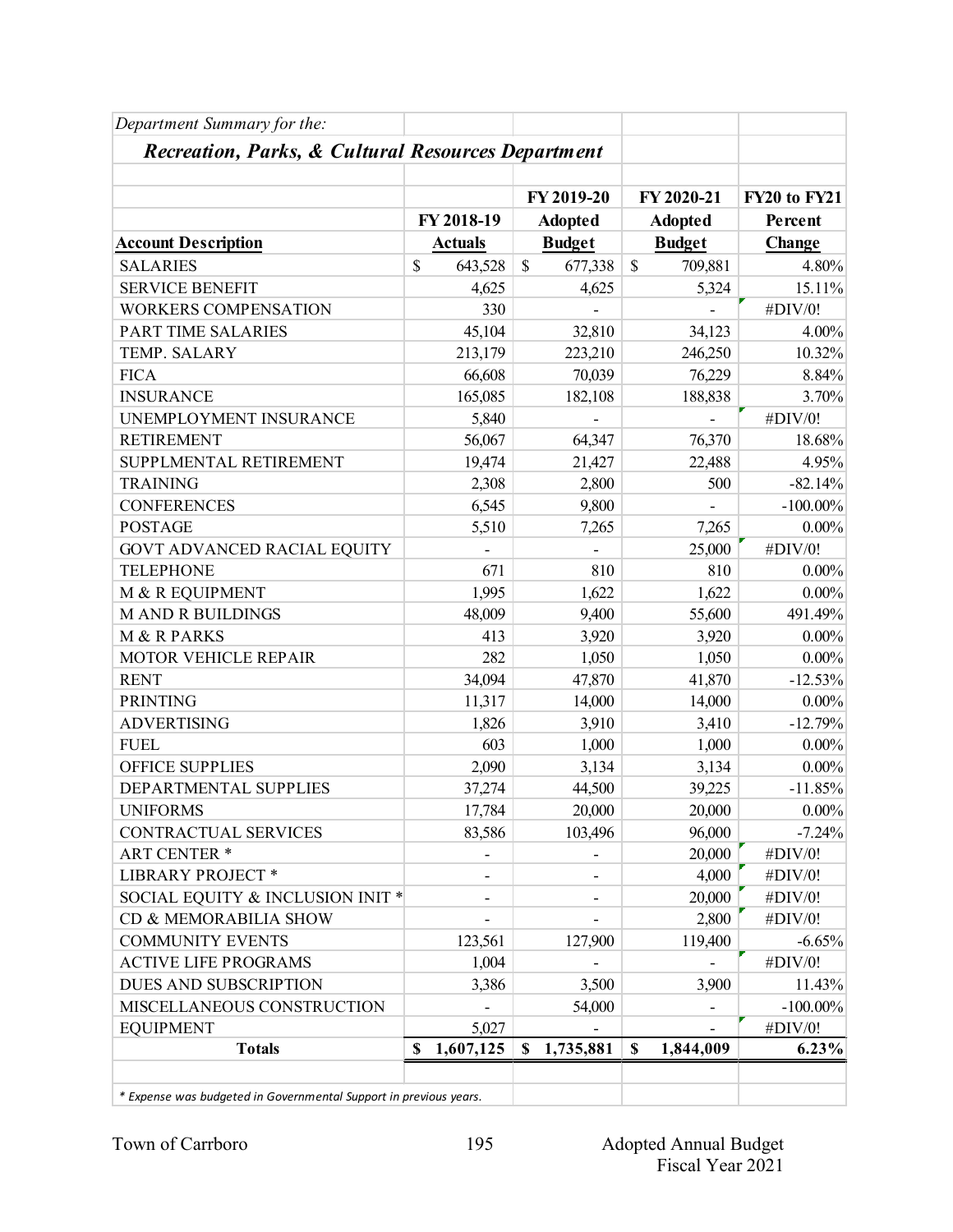*Department Summary for the:*

## ***Recreation, Parks, & Cultural Resources Department***

| Account Description | FY 2018-19 Actuals | FY 2019-20 Adopted Budget | FY 2020-21 Adopted Budget | FY20 to FY21 Percent Change |
|---|---|---|---|---|
| SALARIES | $ 643,528 | $ 677,338 | $ 709,881 | 4.80% |
| SERVICE BENEFIT | 4,625 | 4,625 | 5,324 | 15.11% |
| WORKERS COMPENSATION | 330 | - | - | #DIV/0! |
| PART TIME SALARIES | 45,104 | 32,810 | 34,123 | 4.00% |
| TEMP. SALARY | 213,179 | 223,210 | 246,250 | 10.32% |
| FICA | 66,608 | 70,039 | 76,229 | 8.84% |
| INSURANCE | 165,085 | 182,108 | 188,838 | 3.70% |
| UNEMPLOYMENT INSURANCE | 5,840 | - | - | #DIV/0! |
| RETIREMENT | 56,067 | 64,347 | 76,370 | 18.68% |
| SUPPLMENTAL RETIREMENT | 19,474 | 21,427 | 22,488 | 4.95% |
| TRAINING | 2,308 | 2,800 | 500 | -82.14% |
| CONFERENCES | 6,545 | 9,800 | - | -100.00% |
| POSTAGE | 5,510 | 7,265 | 7,265 | 0.00% |
| GOVT ADVANCED RACIAL EQUITY | - | - | 25,000 | #DIV/0! |
| TELEPHONE | 671 | 810 | 810 | 0.00% |
| M & R EQUIPMENT | 1,995 | 1,622 | 1,622 | 0.00% |
| M AND R BUILDINGS | 48,009 | 9,400 | 55,600 | 491.49% |
| M & R PARKS | 413 | 3,920 | 3,920 | 0.00% |
| MOTOR VEHICLE REPAIR | 282 | 1,050 | 1,050 | 0.00% |
| RENT | 34,094 | 47,870 | 41,870 | -12.53% |
| PRINTING | 11,317 | 14,000 | 14,000 | 0.00% |
| ADVERTISING | 1,826 | 3,910 | 3,410 | -12.79% |
| FUEL | 603 | 1,000 | 1,000 | 0.00% |
| OFFICE SUPPLIES | 2,090 | 3,134 | 3,134 | 0.00% |
| DEPARTMENTAL SUPPLIES | 37,274 | 44,500 | 39,225 | -11.85% |
| UNIFORMS | 17,784 | 20,000 | 20,000 | 0.00% |
| CONTRACTUAL SERVICES | 83,586 | 103,496 | 96,000 | -7.24% |
| ART CENTER * | - | - | 20,000 | #DIV/0! |
| LIBRARY PROJECT * | - | - | 4,000 | #DIV/0! |
| SOCIAL EQUITY & INCLUSION INIT * | - | - | 20,000 | #DIV/0! |
| CD & MEMORABILIA SHOW | - | - | 2,800 | #DIV/0! |
| COMMUNITY EVENTS | 123,561 | 127,900 | 119,400 | -6.65% |
| ACTIVE LIFE PROGRAMS | 1,004 | - | - | #DIV/0! |
| DUES AND SUBSCRIPTION | 3,386 | 3,500 | 3,900 | 11.43% |
| MISCELLANEOUS CONSTRUCTION | - | 54,000 | - | -100.00% |
| EQUIPMENT | 5,027 | - | - | #DIV/0! |
| **Totals** | **$ 1,607,125** | **$ 1,735,881** | **$ 1,844,009** | **6.23%** |

*\* Expense was budgeted in Governmental Support in previous years.*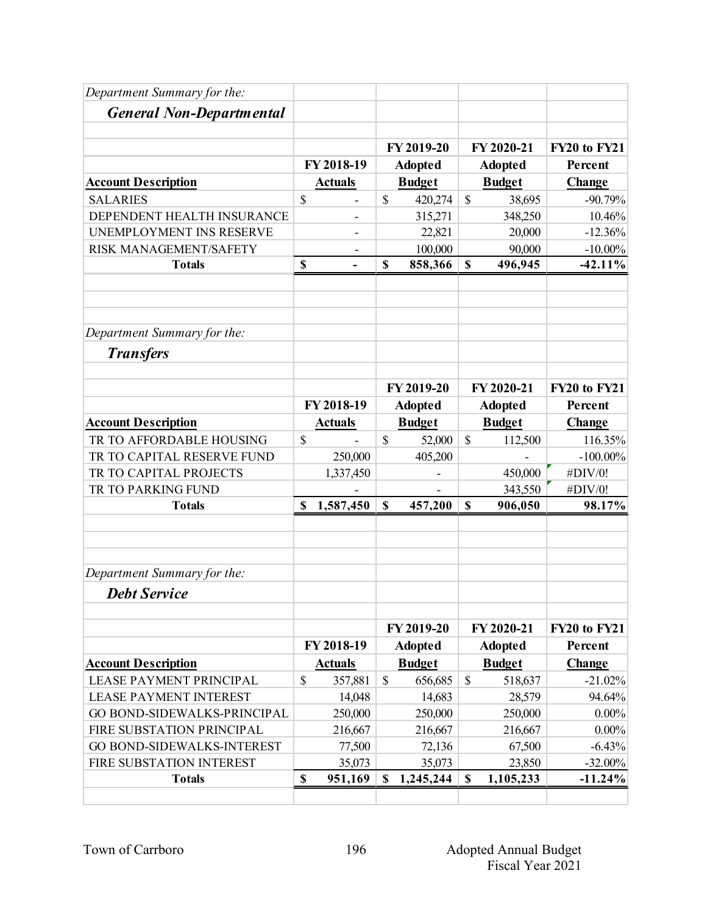*Department Summary for the:*

### *General Non-Departmental*

| Account Description | FY 2018-19 Actuals | FY 2019-20 Adopted Budget | FY 2020-21 Adopted Budget | FY20 to FY21 Percent Change |
|---|---|---|---|---|
| SALARIES | $ - | $ 420,274 | $ 38,695 | -90.79% |
| DEPENDENT HEALTH INSURANCE | - | 315,271 | 348,250 | 10.46% |
| UNEMPLOYMENT INS RESERVE | - | 22,821 | 20,000 | -12.36% |
| RISK MANAGEMENT/SAFETY | - | 100,000 | 90,000 | -10.00% |
| **Totals** | **$ -** | **$ 858,366** | **$ 496,945** | **-42.11%** |

*Department Summary for the:*

### *Transfers*

| Account Description | FY 2018-19 Actuals | FY 2019-20 Adopted Budget | FY 2020-21 Adopted Budget | FY20 to FY21 Percent Change |
|---|---|---|---|---|
| TR TO AFFORDABLE HOUSING | $ - | $ 52,000 | $ 112,500 | 116.35% |
| TR TO CAPITAL RESERVE FUND | 250,000 | 405,200 | - | -100.00% |
| TR TO CAPITAL PROJECTS | 1,337,450 | - | 450,000 | #DIV/0! |
| TR TO PARKING FUND | - | - | 343,550 | #DIV/0! |
| **Totals** | **$ 1,587,450** | **$ 457,200** | **$ 906,050** | **98.17%** |

*Department Summary for the:*

### *Debt Service*

| Account Description | FY 2018-19 Actuals | FY 2019-20 Adopted Budget | FY 2020-21 Adopted Budget | FY20 to FY21 Percent Change |
|---|---|---|---|---|
| LEASE PAYMENT PRINCIPAL | $ 357,881 | $ 656,685 | $ 518,637 | -21.02% |
| LEASE PAYMENT INTEREST | 14,048 | 14,683 | 28,579 | 94.64% |
| GO BOND-SIDEWALKS-PRINCIPAL | 250,000 | 250,000 | 250,000 | 0.00% |
| FIRE SUBSTATION PRINCIPAL | 216,667 | 216,667 | 216,667 | 0.00% |
| GO BOND-SIDEWALKS-INTEREST | 77,500 | 72,136 | 67,500 | -6.43% |
| FIRE SUBSTATION INTEREST | 35,073 | 35,073 | 23,850 | -32.00% |
| **Totals** | **$ 951,169** | **$ 1,245,244** | **$ 1,105,233** | **-11.24%** |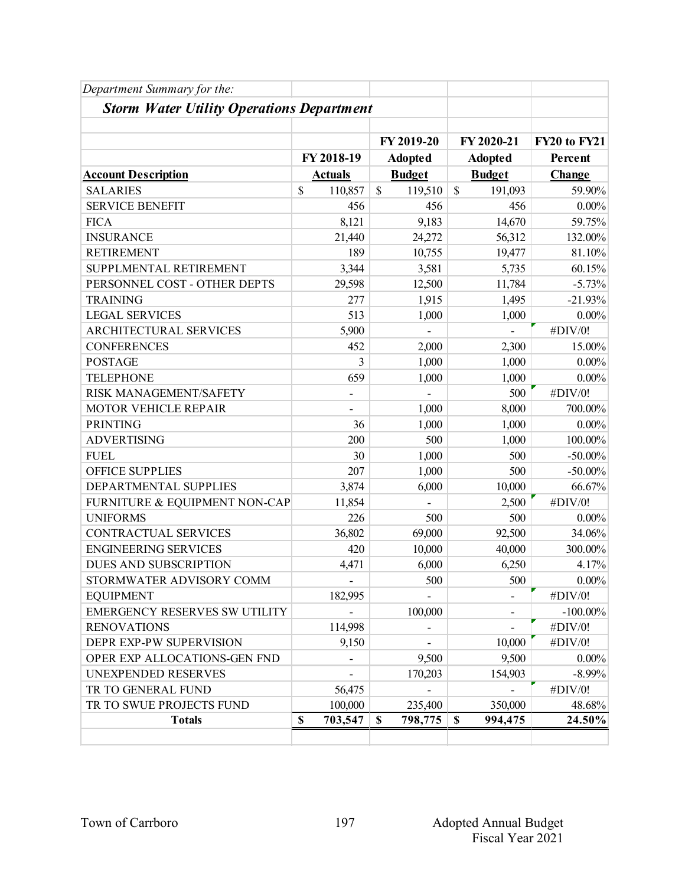*Department Summary for the:*

***Storm Water Utility Operations Department***

| Account Description | FY 2018-19 Actuals | FY 2019-20 Adopted Budget | FY 2020-21 Adopted Budget | FY20 to FY21 Percent Change |
|---|---|---|---|---|
| SALARIES | $ 110,857 | $ 119,510 | $ 191,093 | 59.90% |
| SERVICE BENEFIT | 456 | 456 | 456 | 0.00% |
| FICA | 8,121 | 9,183 | 14,670 | 59.75% |
| INSURANCE | 21,440 | 24,272 | 56,312 | 132.00% |
| RETIREMENT | 189 | 10,755 | 19,477 | 81.10% |
| SUPPLMENTAL RETIREMENT | 3,344 | 3,581 | 5,735 | 60.15% |
| PERSONNEL COST - OTHER DEPTS | 29,598 | 12,500 | 11,784 | -5.73% |
| TRAINING | 277 | 1,915 | 1,495 | -21.93% |
| LEGAL SERVICES | 513 | 1,000 | 1,000 | 0.00% |
| ARCHITECTURAL SERVICES | 5,900 | - | - | #DIV/0! |
| CONFERENCES | 452 | 2,000 | 2,300 | 15.00% |
| POSTAGE | 3 | 1,000 | 1,000 | 0.00% |
| TELEPHONE | 659 | 1,000 | 1,000 | 0.00% |
| RISK MANAGEMENT/SAFETY | - | - | 500 | #DIV/0! |
| MOTOR VEHICLE REPAIR | - | 1,000 | 8,000 | 700.00% |
| PRINTING | 36 | 1,000 | 1,000 | 0.00% |
| ADVERTISING | 200 | 500 | 1,000 | 100.00% |
| FUEL | 30 | 1,000 | 500 | -50.00% |
| OFFICE SUPPLIES | 207 | 1,000 | 500 | -50.00% |
| DEPARTMENTAL SUPPLIES | 3,874 | 6,000 | 10,000 | 66.67% |
| FURNITURE & EQUIPMENT NON-CAP | 11,854 | - | 2,500 | #DIV/0! |
| UNIFORMS | 226 | 500 | 500 | 0.00% |
| CONTRACTUAL SERVICES | 36,802 | 69,000 | 92,500 | 34.06% |
| ENGINEERING SERVICES | 420 | 10,000 | 40,000 | 300.00% |
| DUES AND SUBSCRIPTION | 4,471 | 6,000 | 6,250 | 4.17% |
| STORMWATER ADVISORY COMM | - | 500 | 500 | 0.00% |
| EQUIPMENT | 182,995 | - | - | #DIV/0! |
| EMERGENCY RESERVES SW UTILITY | - | 100,000 | - | -100.00% |
| RENOVATIONS | 114,998 | - | - | #DIV/0! |
| DEPR EXP-PW SUPERVISION | 9,150 | - | 10,000 | #DIV/0! |
| OPER EXP ALLOCATIONS-GEN FND | - | 9,500 | 9,500 | 0.00% |
| UNEXPENDED RESERVES | - | 170,203 | 154,903 | -8.99% |
| TR TO GENERAL FUND | 56,475 | - | - | #DIV/0! |
| TR TO SWUE PROJECTS FUND | 100,000 | 235,400 | 350,000 | 48.68% |
| **Totals** | **$ 703,547** | **$ 798,775** | **$ 994,475** | **24.50%** |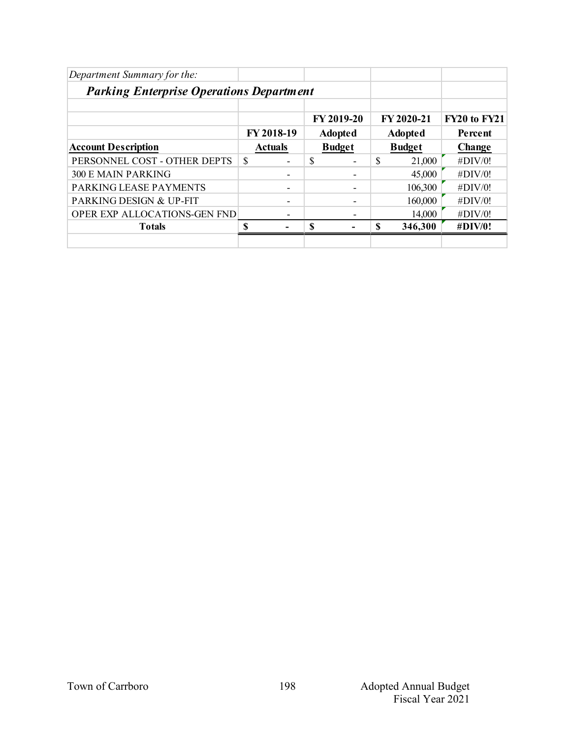*Department Summary for the:*

***Parking Enterprise Operations Department***

| Account Description | FY 2018-19 Actuals | FY 2019-20 Adopted Budget | FY 2020-21 Adopted Budget | FY20 to FY21 Percent Change |
|---|---|---|---|---|
| PERSONNEL COST - OTHER DEPTS | $ - | $ - | $ 21,000 | #DIV/0! |
| 300 E MAIN PARKING | - | - | 45,000 | #DIV/0! |
| PARKING LEASE PAYMENTS | - | - | 106,300 | #DIV/0! |
| PARKING DESIGN & UP-FIT | - | - | 160,000 | #DIV/0! |
| OPER EXP ALLOCATIONS-GEN FND | - | - | 14,000 | #DIV/0! |
| **Totals** | **$ -** | **$ -** | **$ 346,300** | **#DIV/0!** |